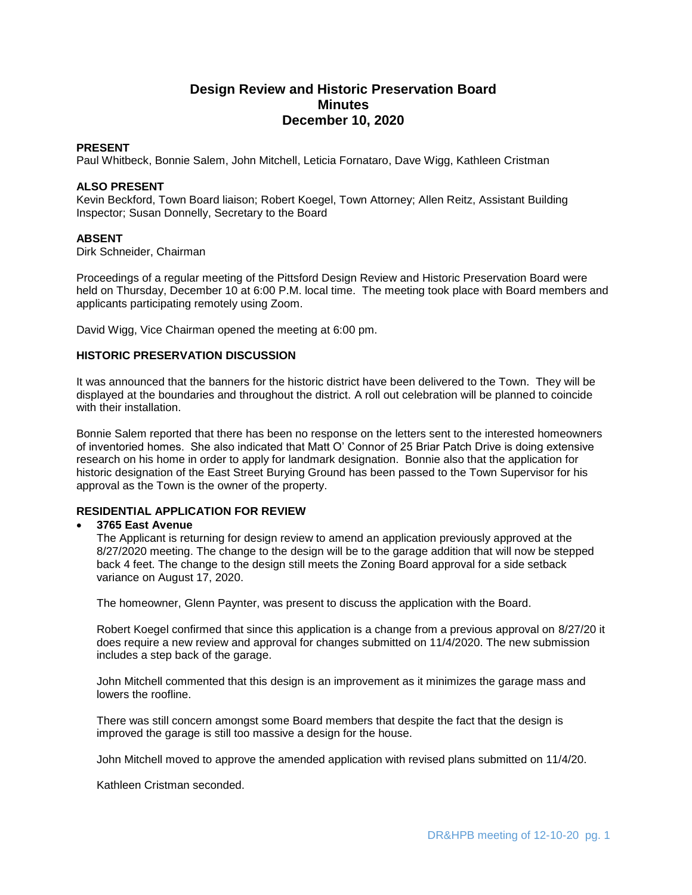# Design Review and Historic Preservation Board
# Minutes
# December 10, 2020

**PRESENT**
Paul Whitbeck, Bonnie Salem, John Mitchell, Leticia Fornataro, Dave Wigg, Kathleen Cristman

**ALSO PRESENT**
Kevin Beckford, Town Board liaison; Robert Koegel, Town Attorney; Allen Reitz, Assistant Building Inspector; Susan Donnelly, Secretary to the Board

**ABSENT**
Dirk Schneider, Chairman

Proceedings of a regular meeting of the Pittsford Design Review and Historic Preservation Board were held on Thursday, December 10 at 6:00 P.M. local time. The meeting took place with Board members and applicants participating remotely using Zoom.

David Wigg, Vice Chairman opened the meeting at 6:00 pm.

**HISTORIC PRESERVATION DISCUSSION**

It was announced that the banners for the historic district have been delivered to the Town. They will be displayed at the boundaries and throughout the district. A roll out celebration will be planned to coincide with their installation.

Bonnie Salem reported that there has been no response on the letters sent to the interested homeowners of inventoried homes. She also indicated that Matt O' Connor of 25 Briar Patch Drive is doing extensive research on his home in order to apply for landmark designation. Bonnie also that the application for historic designation of the East Street Burying Ground has been passed to the Town Supervisor for his approval as the Town is the owner of the property.

**RESIDENTIAL APPLICATION FOR REVIEW**

- **3765 East Avenue**

  The Applicant is returning for design review to amend an application previously approved at the 8/27/2020 meeting. The change to the design will be to the garage addition that will now be stepped back 4 feet. The change to the design still meets the Zoning Board approval for a side setback variance on August 17, 2020.

  The homeowner, Glenn Paynter, was present to discuss the application with the Board.

  Robert Koegel confirmed that since this application is a change from a previous approval on 8/27/20 it does require a new review and approval for changes submitted on 11/4/2020. The new submission includes a step back of the garage.

  John Mitchell commented that this design is an improvement as it minimizes the garage mass and lowers the roofline.

  There was still concern amongst some Board members that despite the fact that the design is improved the garage is still too massive a design for the house.

  John Mitchell moved to approve the amended application with revised plans submitted on 11/4/20.

  Kathleen Cristman seconded.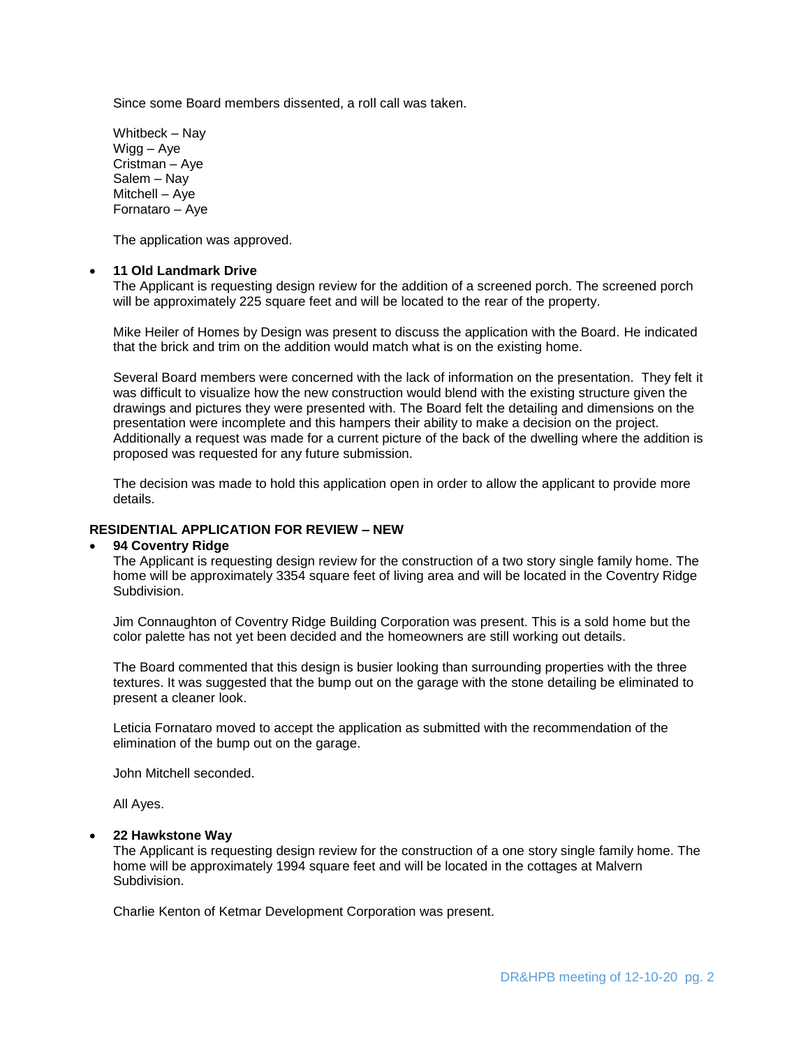Since some Board members dissented, a roll call was taken.

Whitbeck – Nay
Wigg – Aye
Cristman – Aye
Salem – Nay
Mitchell – Aye
Fornataro – Aye

The application was approved.

- **11 Old Landmark Drive**

  The Applicant is requesting design review for the addition of a screened porch. The screened porch will be approximately 225 square feet and will be located to the rear of the property.

  Mike Heiler of Homes by Design was present to discuss the application with the Board. He indicated that the brick and trim on the addition would match what is on the existing home.

  Several Board members were concerned with the lack of information on the presentation. They felt it was difficult to visualize how the new construction would blend with the existing structure given the drawings and pictures they were presented with. The Board felt the detailing and dimensions on the presentation were incomplete and this hampers their ability to make a decision on the project. Additionally a request was made for a current picture of the back of the dwelling where the addition is proposed was requested for any future submission.

  The decision was made to hold this application open in order to allow the applicant to provide more details.

**RESIDENTIAL APPLICATION FOR REVIEW – NEW**

- **94 Coventry Ridge**

  The Applicant is requesting design review for the construction of a two story single family home. The home will be approximately 3354 square feet of living area and will be located in the Coventry Ridge Subdivision.

  Jim Connaughton of Coventry Ridge Building Corporation was present. This is a sold home but the color palette has not yet been decided and the homeowners are still working out details.

  The Board commented that this design is busier looking than surrounding properties with the three textures. It was suggested that the bump out on the garage with the stone detailing be eliminated to present a cleaner look.

  Leticia Fornataro moved to accept the application as submitted with the recommendation of the elimination of the bump out on the garage.

  John Mitchell seconded.

  All Ayes.

- **22 Hawkstone Way**

  The Applicant is requesting design review for the construction of a one story single family home. The home will be approximately 1994 square feet and will be located in the cottages at Malvern Subdivision.

  Charlie Kenton of Ketmar Development Corporation was present.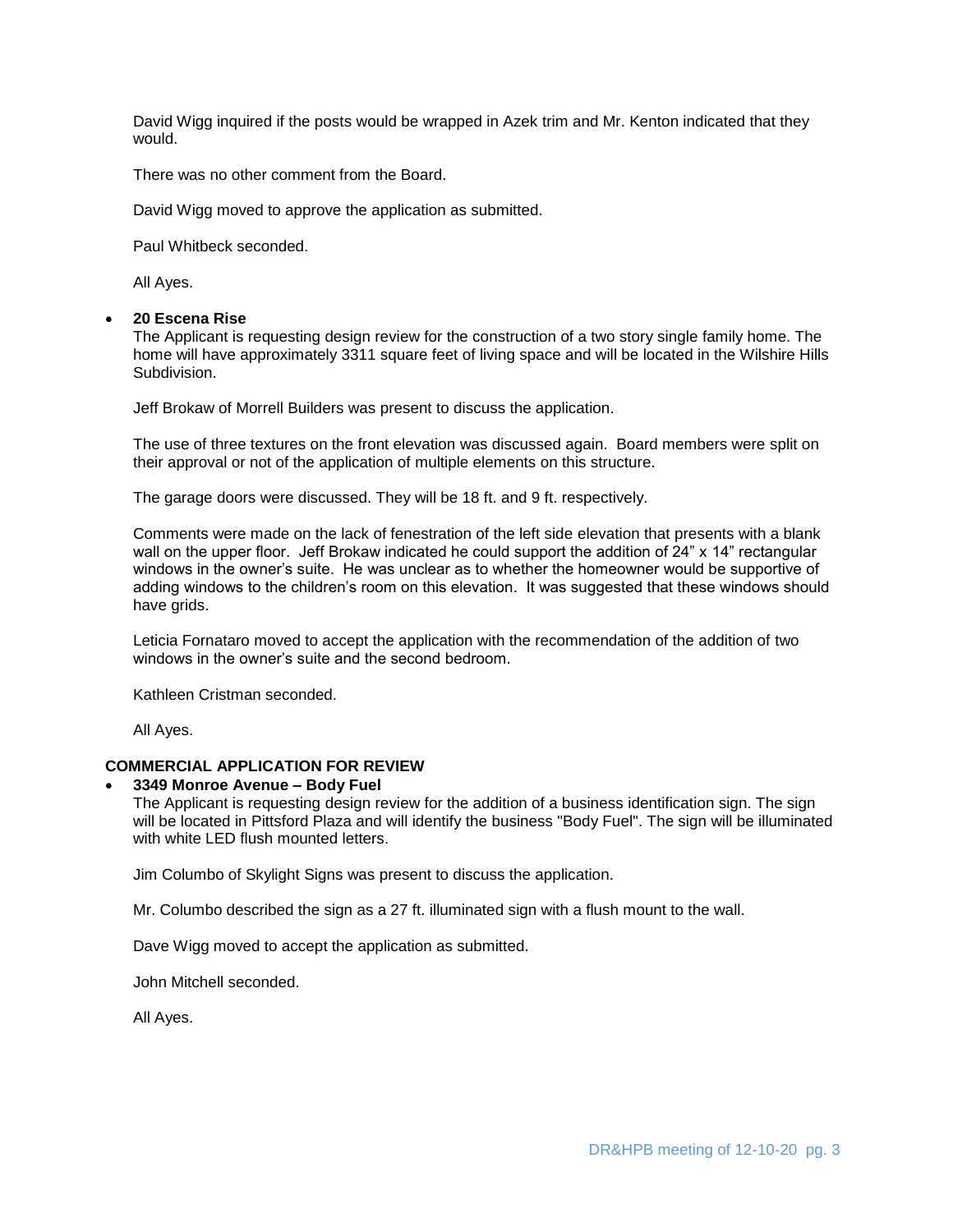David Wigg inquired if the posts would be wrapped in Azek trim and Mr. Kenton indicated that they would.

There was no other comment from the Board.

David Wigg moved to approve the application as submitted.

Paul Whitbeck seconded.

All Ayes.

- **20 Escena Rise**

  The Applicant is requesting design review for the construction of a two story single family home. The home will have approximately 3311 square feet of living space and will be located in the Wilshire Hills Subdivision.

  Jeff Brokaw of Morrell Builders was present to discuss the application.

  The use of three textures on the front elevation was discussed again. Board members were split on their approval or not of the application of multiple elements on this structure.

  The garage doors were discussed. They will be 18 ft. and 9 ft. respectively.

  Comments were made on the lack of fenestration of the left side elevation that presents with a blank wall on the upper floor. Jeff Brokaw indicated he could support the addition of 24" x 14" rectangular windows in the owner's suite. He was unclear as to whether the homeowner would be supportive of adding windows to the children's room on this elevation. It was suggested that these windows should have grids.

  Leticia Fornataro moved to accept the application with the recommendation of the addition of two windows in the owner's suite and the second bedroom.

  Kathleen Cristman seconded.

  All Ayes.

**COMMERCIAL APPLICATION FOR REVIEW**

- **3349 Monroe Avenue – Body Fuel**

  The Applicant is requesting design review for the addition of a business identification sign. The sign will be located in Pittsford Plaza and will identify the business "Body Fuel". The sign will be illuminated with white LED flush mounted letters.

  Jim Columbo of Skylight Signs was present to discuss the application.

  Mr. Columbo described the sign as a 27 ft. illuminated sign with a flush mount to the wall.

  Dave Wigg moved to accept the application as submitted.

  John Mitchell seconded.

  All Ayes.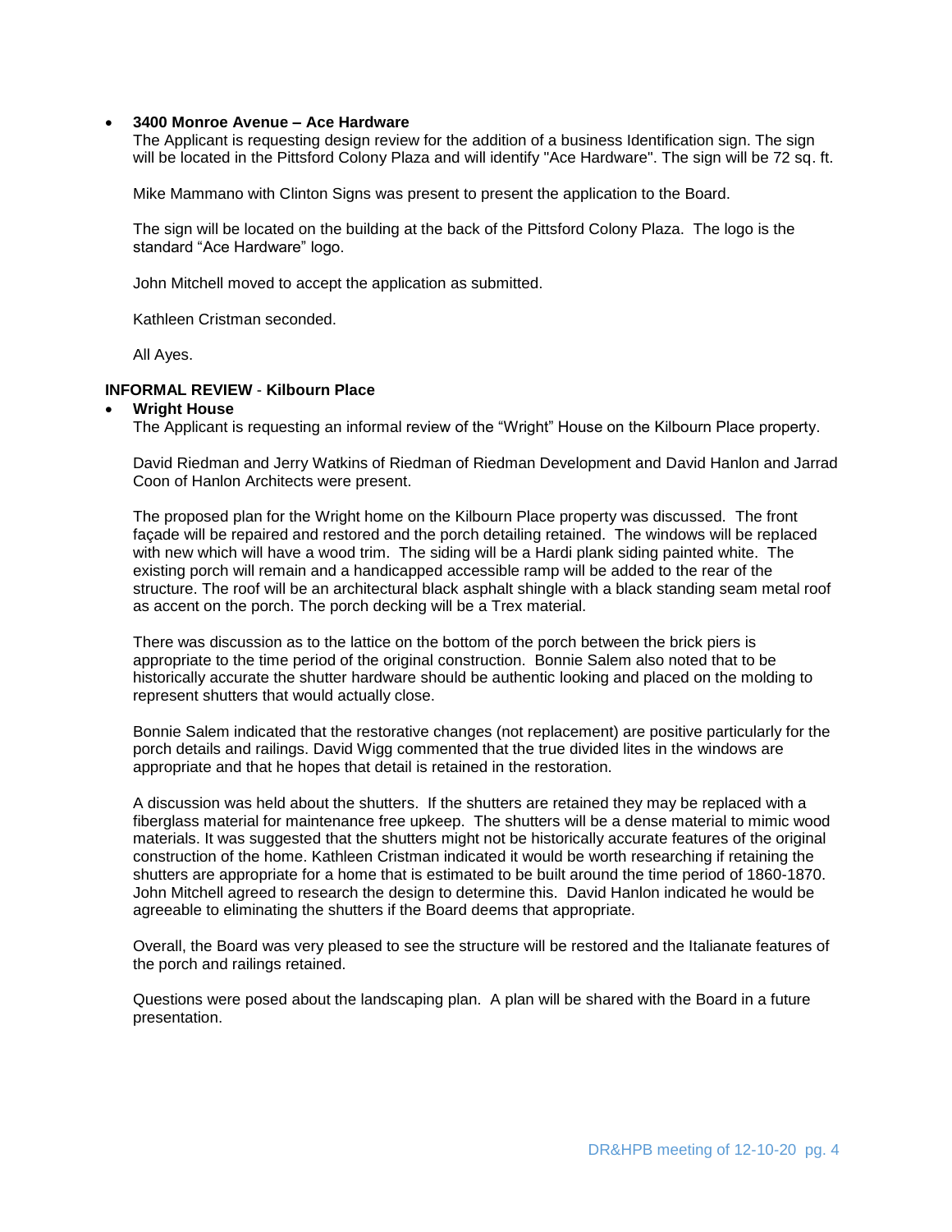- **3400 Monroe Avenue – Ace Hardware**

  The Applicant is requesting design review for the addition of a business Identification sign. The sign will be located in the Pittsford Colony Plaza and will identify "Ace Hardware". The sign will be 72 sq. ft.

  Mike Mammano with Clinton Signs was present to present the application to the Board.

  The sign will be located on the building at the back of the Pittsford Colony Plaza. The logo is the standard "Ace Hardware" logo.

  John Mitchell moved to accept the application as submitted.

  Kathleen Cristman seconded.

  All Ayes.

**INFORMAL REVIEW** - **Kilbourn Place**

- **Wright House**

  The Applicant is requesting an informal review of the "Wright" House on the Kilbourn Place property.

  David Riedman and Jerry Watkins of Riedman of Riedman Development and David Hanlon and Jarrad Coon of Hanlon Architects were present.

  The proposed plan for the Wright home on the Kilbourn Place property was discussed. The front façade will be repaired and restored and the porch detailing retained. The windows will be replaced with new which will have a wood trim. The siding will be a Hardi plank siding painted white. The existing porch will remain and a handicapped accessible ramp will be added to the rear of the structure. The roof will be an architectural black asphalt shingle with a black standing seam metal roof as accent on the porch. The porch decking will be a Trex material.

  There was discussion as to the lattice on the bottom of the porch between the brick piers is appropriate to the time period of the original construction. Bonnie Salem also noted that to be historically accurate the shutter hardware should be authentic looking and placed on the molding to represent shutters that would actually close.

  Bonnie Salem indicated that the restorative changes (not replacement) are positive particularly for the porch details and railings. David Wigg commented that the true divided lites in the windows are appropriate and that he hopes that detail is retained in the restoration.

  A discussion was held about the shutters. If the shutters are retained they may be replaced with a fiberglass material for maintenance free upkeep. The shutters will be a dense material to mimic wood materials. It was suggested that the shutters might not be historically accurate features of the original construction of the home. Kathleen Cristman indicated it would be worth researching if retaining the shutters are appropriate for a home that is estimated to be built around the time period of 1860-1870. John Mitchell agreed to research the design to determine this. David Hanlon indicated he would be agreeable to eliminating the shutters if the Board deems that appropriate.

  Overall, the Board was very pleased to see the structure will be restored and the Italianate features of the porch and railings retained.

  Questions were posed about the landscaping plan. A plan will be shared with the Board in a future presentation.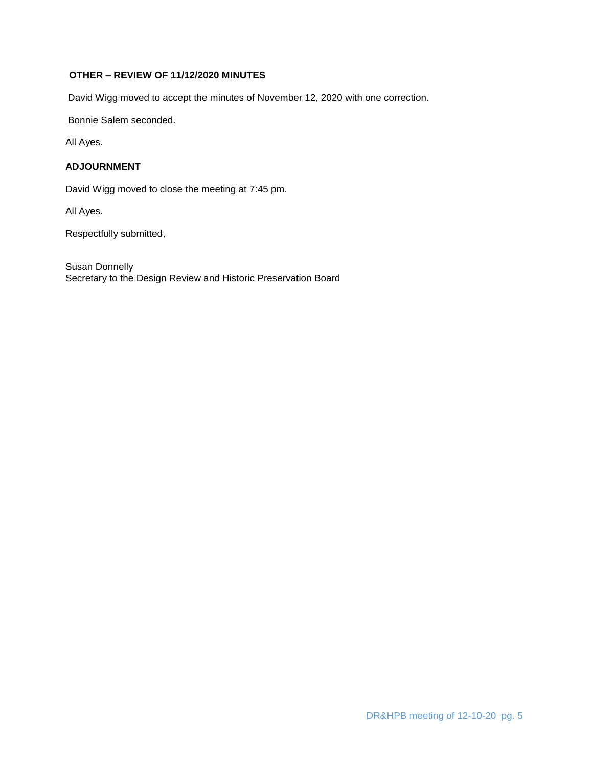**OTHER – REVIEW OF 11/12/2020 MINUTES**

David Wigg moved to accept the minutes of November 12, 2020 with one correction.

Bonnie Salem seconded.

All Ayes.

**ADJOURNMENT**

David Wigg moved to close the meeting at 7:45 pm.

All Ayes.

Respectfully submitted,

Susan Donnelly
Secretary to the Design Review and Historic Preservation Board